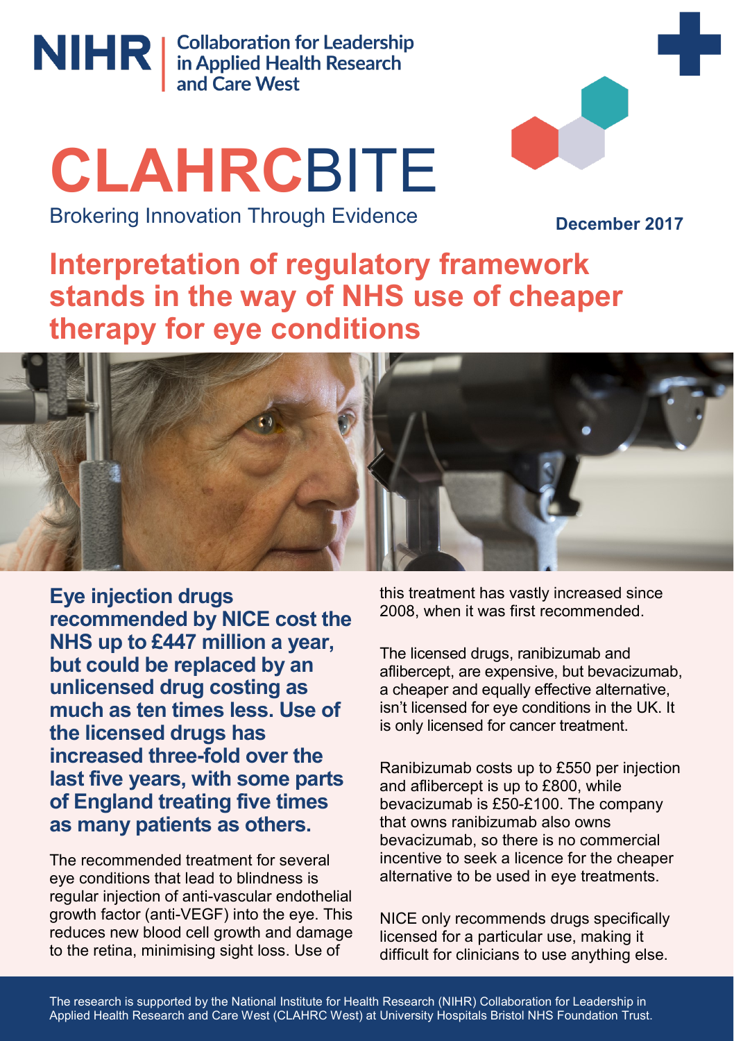NIHR | Collaboration for Leadership in Applied Health Research and Care West

# CLAHRCBITE

Brokering Innovation Through Evidence

**December 2017**

## Interpretation of regulatory framework stands in the way of NHS use of cheaper therapy for eye conditions

**Eye injection drugs recommended by NICE cost the NHS up to £447 million a year, but could be replaced by an unlicensed drug costing as much as ten times less. Use of the licensed drugs has increased three-fold over the last five years, with some parts of England treating five times as many patients as others.**

The recommended treatment for several eye conditions that lead to blindness is regular injection of anti-vascular endothelial growth factor (anti-VEGF) into the eye. This reduces new blood cell growth and damage to the retina, minimising sight loss. Use of this treatment has vastly increased since 2008, when it was first recommended.

The licensed drugs, ranibizumab and aflibercept, are expensive, but bevacizumab, a cheaper and equally effective alternative, isn't licensed for eye conditions in the UK. It is only licensed for cancer treatment.

Ranibizumab costs up to £550 per injection and aflibercept is up to £800, while bevacizumab is £50-£100. The company that owns ranibizumab also owns bevacizumab, so there is no commercial incentive to seek a licence for the cheaper alternative to be used in eye treatments.

NICE only recommends drugs specifically licensed for a particular use, making it difficult for clinicians to use anything else.

The research is supported by the National Institute for Health Research (NIHR) Collaboration for Leadership in Applied Health Research and Care West (CLAHRC West) at University Hospitals Bristol NHS Foundation Trust.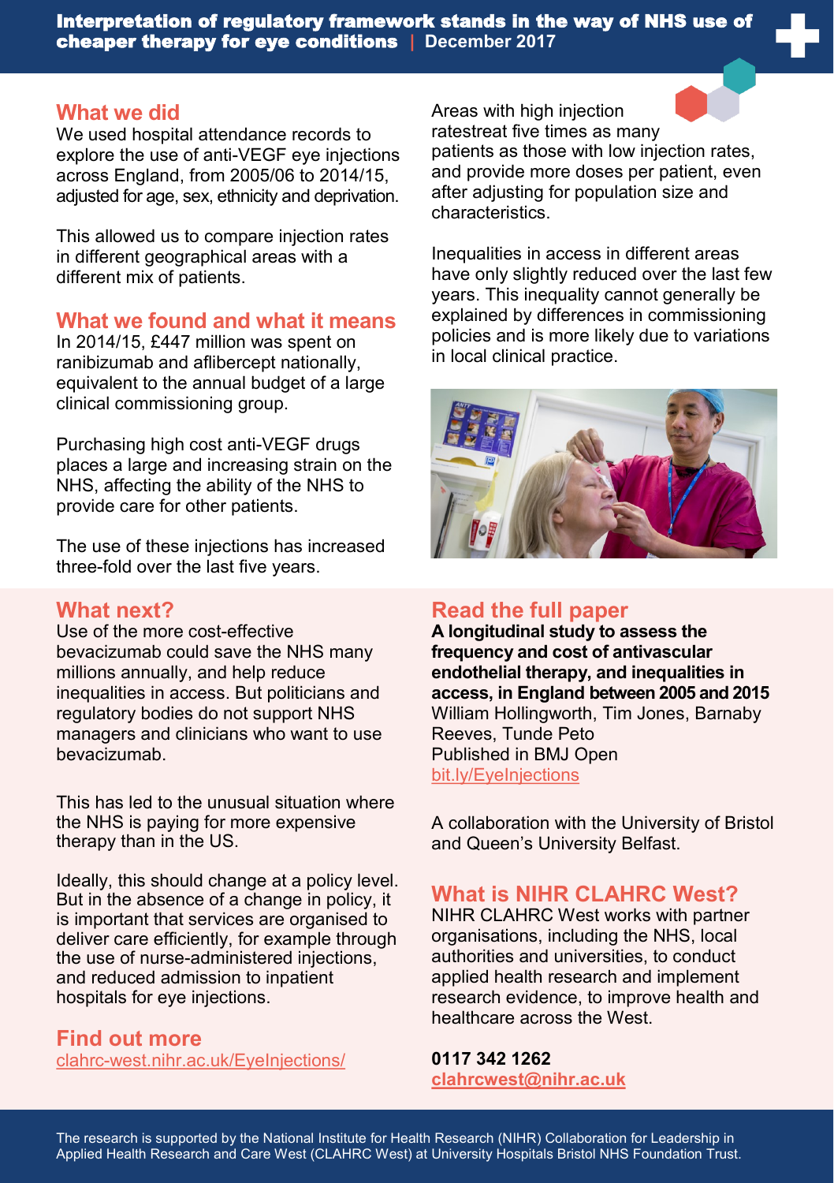# Interpretation of regulatory framework stands in the way of NHS use of cheaper therapy for eye conditions | December 2017

## What we did

We used hospital attendance records to explore the use of anti-VEGF eye injections across England, from 2005/06 to 2014/15, adjusted for age, sex, ethnicity and deprivation.

This allowed us to compare injection rates in different geographical areas with a different mix of patients.

## What we found and what it means

In 2014/15, £447 million was spent on ranibizumab and aflibercept nationally, equivalent to the annual budget of a large clinical commissioning group.

Purchasing high cost anti-VEGF drugs places a large and increasing strain on the NHS, affecting the ability of the NHS to provide care for other patients.

The use of these injections has increased three-fold over the last five years.

Areas with high injection ratestreat five times as many patients as those with low injection rates, and provide more doses per patient, even after adjusting for population size and characteristics.

Inequalities in access in different areas have only slightly reduced over the last few years. This inequality cannot generally be explained by differences in commissioning policies and is more likely due to variations in local clinical practice.

## What next?

Use of the more cost-effective bevacizumab could save the NHS many millions annually, and help reduce inequalities in access. But politicians and regulatory bodies do not support NHS managers and clinicians who want to use bevacizumab.

This has led to the unusual situation where the NHS is paying for more expensive therapy than in the US.

Ideally, this should change at a policy level. But in the absence of a change in policy, it is important that services are organised to deliver care efficiently, for example through the use of nurse-administered injections, and reduced admission to inpatient hospitals for eye injections.

## Find out more

clahrc-west.nihr.ac.uk/EyeInjections/

## Read the full paper

**A longitudinal study to assess the frequency and cost of antivascular endothelial therapy, and inequalities in access, in England between 2005 and 2015**
William Hollingworth, Tim Jones, Barnaby Reeves, Tunde Peto
Published in BMJ Open
bit.ly/EyeInjections

A collaboration with the University of Bristol and Queen's University Belfast.

## What is NIHR CLAHRC West?

NIHR CLAHRC West works with partner organisations, including the NHS, local authorities and universities, to conduct applied health research and implement research evidence, to improve health and healthcare across the West.

**0117 342 1262**
**clahrcwest@nihr.ac.uk**

The research is supported by the National Institute for Health Research (NIHR) Collaboration for Leadership in Applied Health Research and Care West (CLAHRC West) at University Hospitals Bristol NHS Foundation Trust.